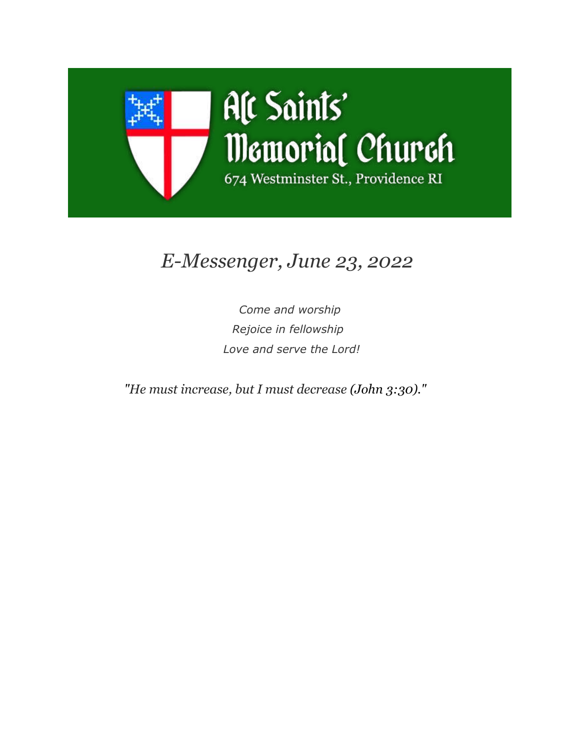# All Saints' Memorial Church

674 Westminster St., Providence RI

## *E-Messenger, June 23, 2022*

*Come and worship*
*Rejoice in fellowship*
*Love and serve the Lord!*

*"He must increase, but I must decrease (John 3:30)."*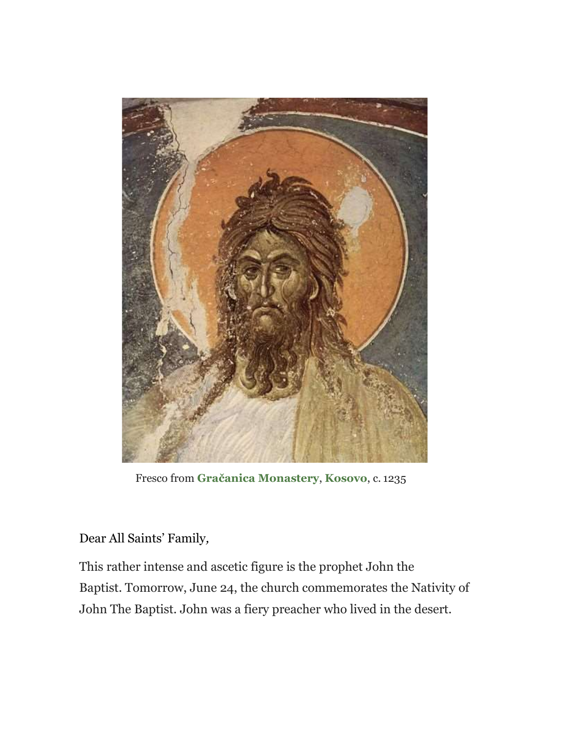Fresco from **Gračanica Monastery**, **Kosovo**, c. 1235

Dear All Saints' Family*,*

This rather intense and ascetic figure is the prophet John the Baptist. Tomorrow, June 24, the church commemorates the Nativity of John The Baptist. John was a fiery preacher who lived in the desert.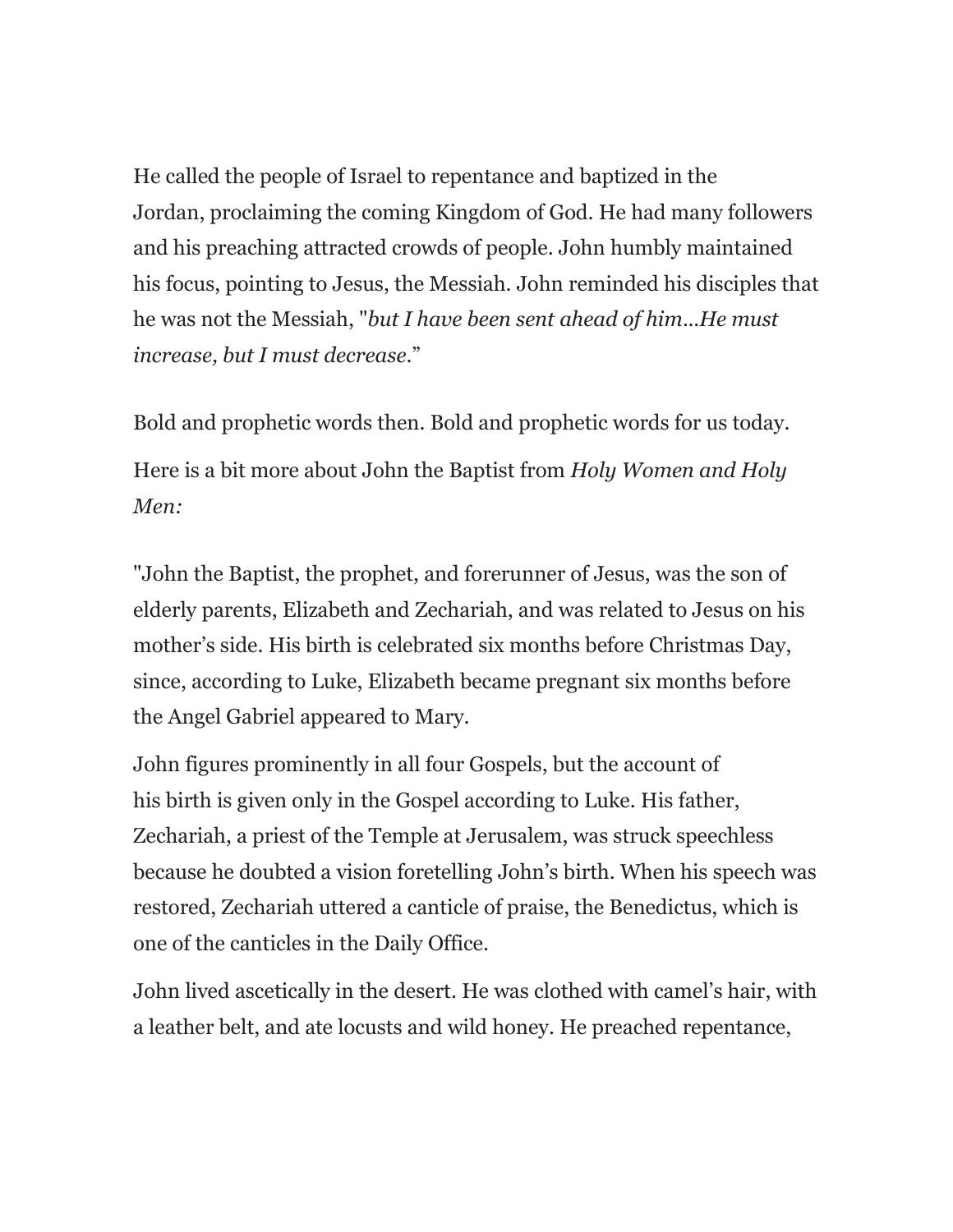He called the people of Israel to repentance and baptized in the Jordan, proclaiming the coming Kingdom of God. He had many followers and his preaching attracted crowds of people. John humbly maintained his focus, pointing to Jesus, the Messiah. John reminded his disciples that he was not the Messiah, "*but I have been sent ahead of him…He must increase, but I must decrease*."

Bold and prophetic words then. Bold and prophetic words for us today.

Here is a bit more about John the Baptist from *Holy Women and Holy Men:*

"John the Baptist, the prophet, and forerunner of Jesus, was the son of elderly parents, Elizabeth and Zechariah, and was related to Jesus on his mother's side. His birth is celebrated six months before Christmas Day, since, according to Luke, Elizabeth became pregnant six months before the Angel Gabriel appeared to Mary.

John figures prominently in all four Gospels, but the account of his birth is given only in the Gospel according to Luke. His father, Zechariah, a priest of the Temple at Jerusalem, was struck speechless because he doubted a vision foretelling John's birth. When his speech was restored, Zechariah uttered a canticle of praise, the Benedictus, which is one of the canticles in the Daily Office.

John lived ascetically in the desert. He was clothed with camel's hair, with a leather belt, and ate locusts and wild honey. He preached repentance,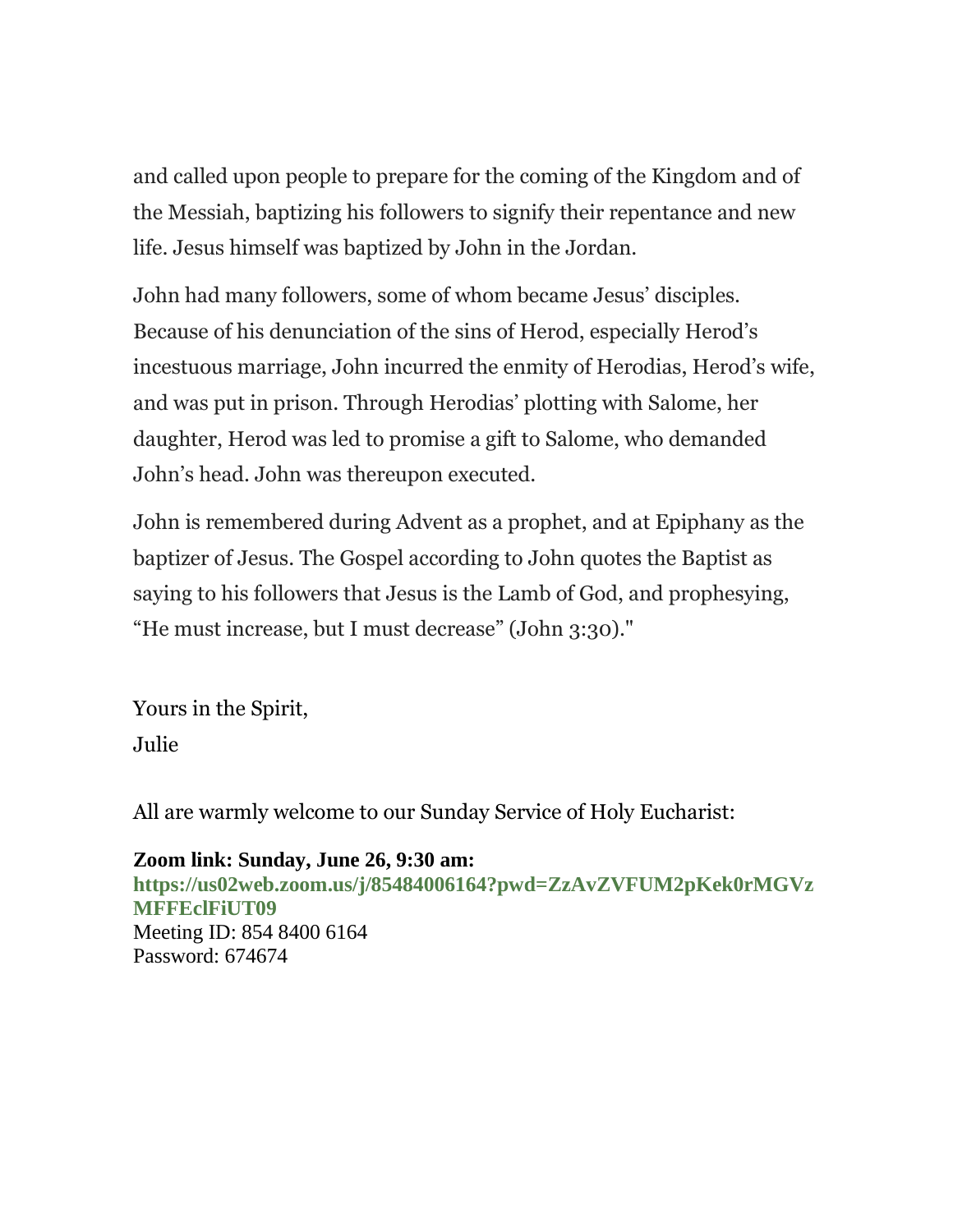and called upon people to prepare for the coming of the Kingdom and of the Messiah, baptizing his followers to signify their repentance and new life. Jesus himself was baptized by John in the Jordan.

John had many followers, some of whom became Jesus' disciples. Because of his denunciation of the sins of Herod, especially Herod's incestuous marriage, John incurred the enmity of Herodias, Herod's wife, and was put in prison. Through Herodias' plotting with Salome, her daughter, Herod was led to promise a gift to Salome, who demanded John's head. John was thereupon executed.

John is remembered during Advent as a prophet, and at Epiphany as the baptizer of Jesus. The Gospel according to John quotes the Baptist as saying to his followers that Jesus is the Lamb of God, and prophesying, "He must increase, but I must decrease" (John 3:30)."

Yours in the Spirit,
Julie

All are warmly welcome to our Sunday Service of Holy Eucharist:

**Zoom link: Sunday, June 26, 9:30 am:**
**https://us02web.zoom.us/j/85484006164?pwd=ZzAvZVFUM2pKek0rMGVzMFFEclFiUT09**
Meeting ID: 854 8400 6164
Password: 674674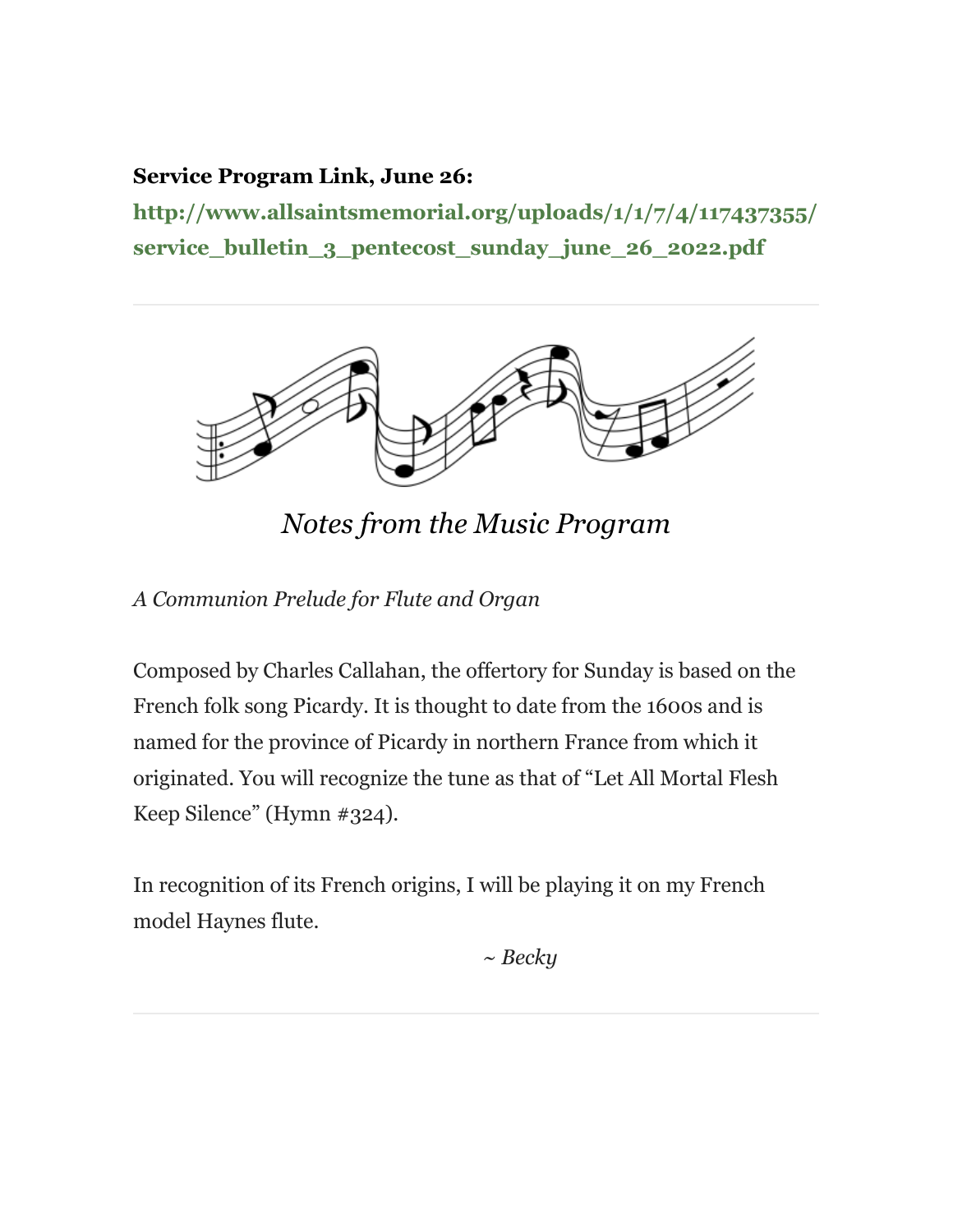**Service Program Link, June 26:**

**http://www.allsaintsmemorial.org/uploads/1/1/7/4/117437355/service_bulletin_3_pentecost_sunday_june_26_2022.pdf**

---

## *Notes from the Music Program*

*A Communion Prelude for Flute and Organ*

Composed by Charles Callahan, the offertory for Sunday is based on the French folk song Picardy. It is thought to date from the 1600s and is named for the province of Picardy in northern France from which it originated. You will recognize the tune as that of "Let All Mortal Flesh Keep Silence" (Hymn #324).

In recognition of its French origins, I will be playing it on my French model Haynes flute.

~ *Becky*

---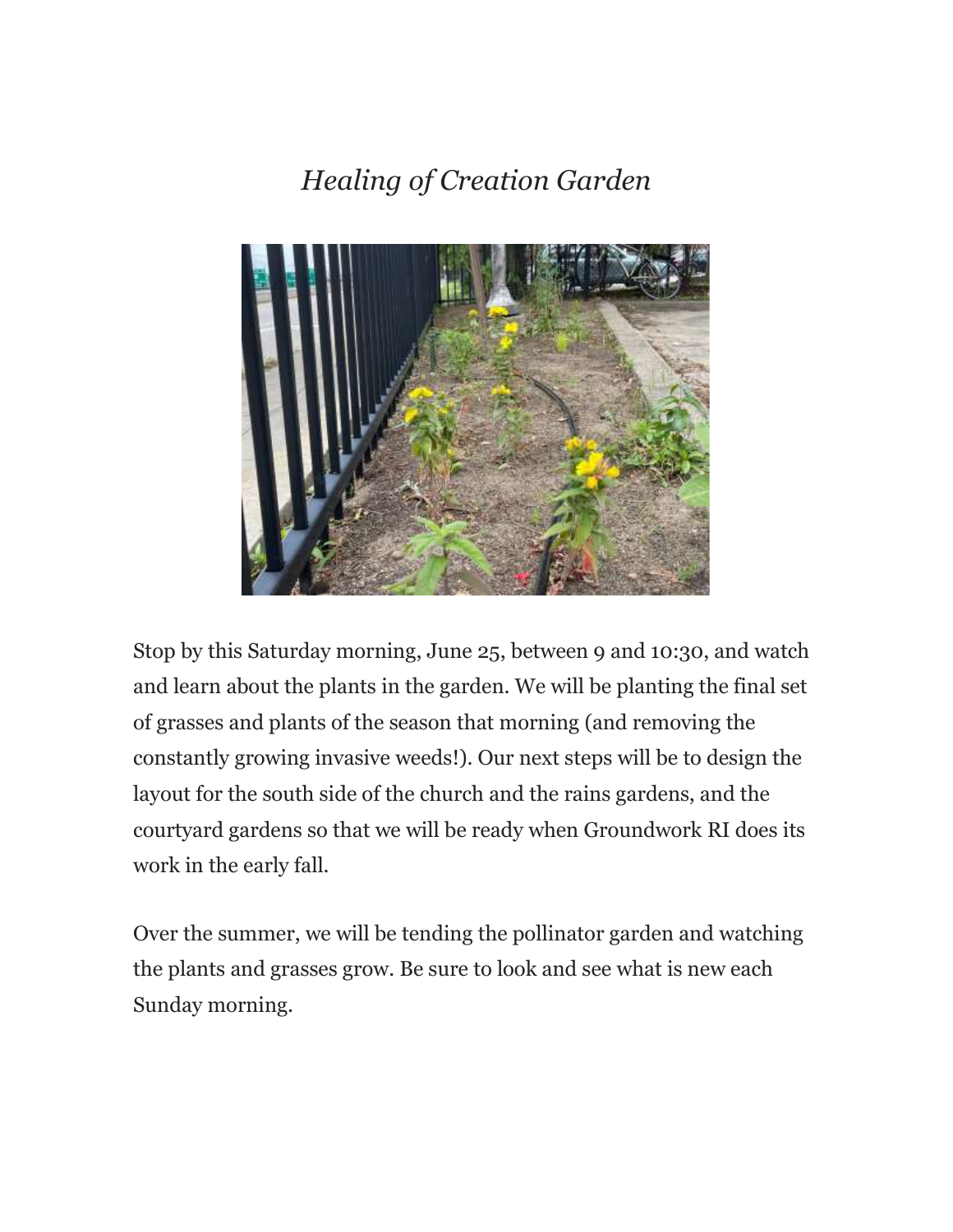# *Healing of Creation Garden*

Stop by this Saturday morning, June 25, between 9 and 10:30, and watch and learn about the plants in the garden. We will be planting the final set of grasses and plants of the season that morning (and removing the constantly growing invasive weeds!). Our next steps will be to design the layout for the south side of the church and the rains gardens, and the courtyard gardens so that we will be ready when Groundwork RI does its work in the early fall.

Over the summer, we will be tending the pollinator garden and watching the plants and grasses grow. Be sure to look and see what is new each Sunday morning.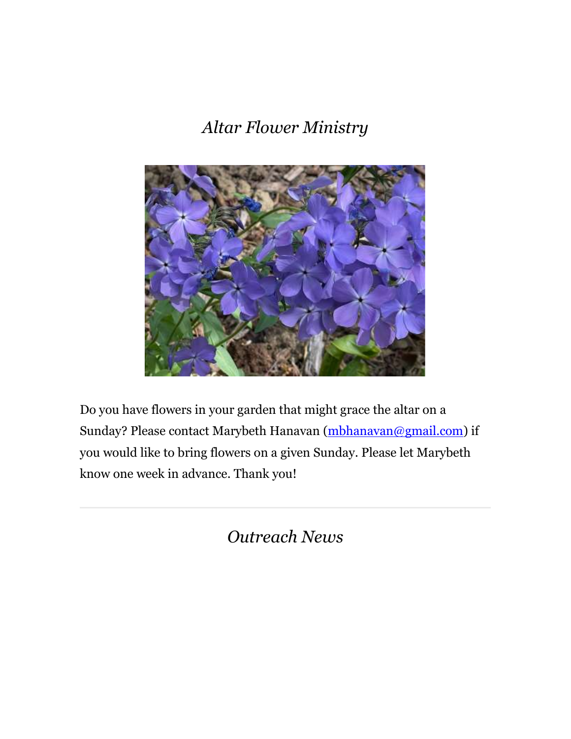## *Altar Flower Ministry*

Do you have flowers in your garden that might grace the altar on a Sunday? Please contact Marybeth Hanavan (mbhanavan@gmail.com) if you would like to bring flowers on a given Sunday. Please let Marybeth know one week in advance. Thank you!

---

## *Outreach News*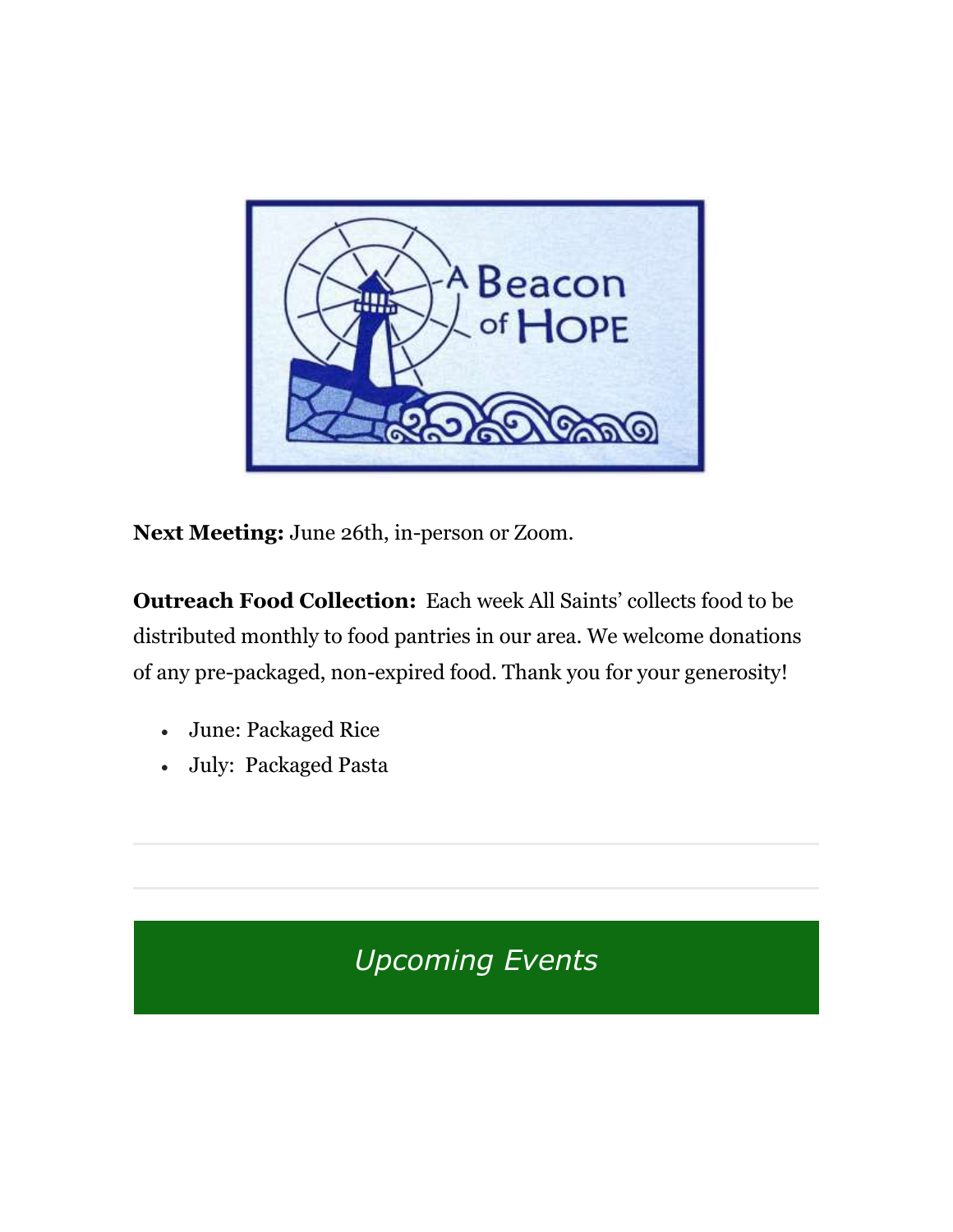**Next Meeting:** June 26th, in-person or Zoom.

**Outreach Food Collection:** Each week All Saints' collects food to be distributed monthly to food pantries in our area. We welcome donations of any pre-packaged, non-expired food. Thank you for your generosity!

- June: Packaged Rice
- July: Packaged Pasta

---

---

## *Upcoming Events*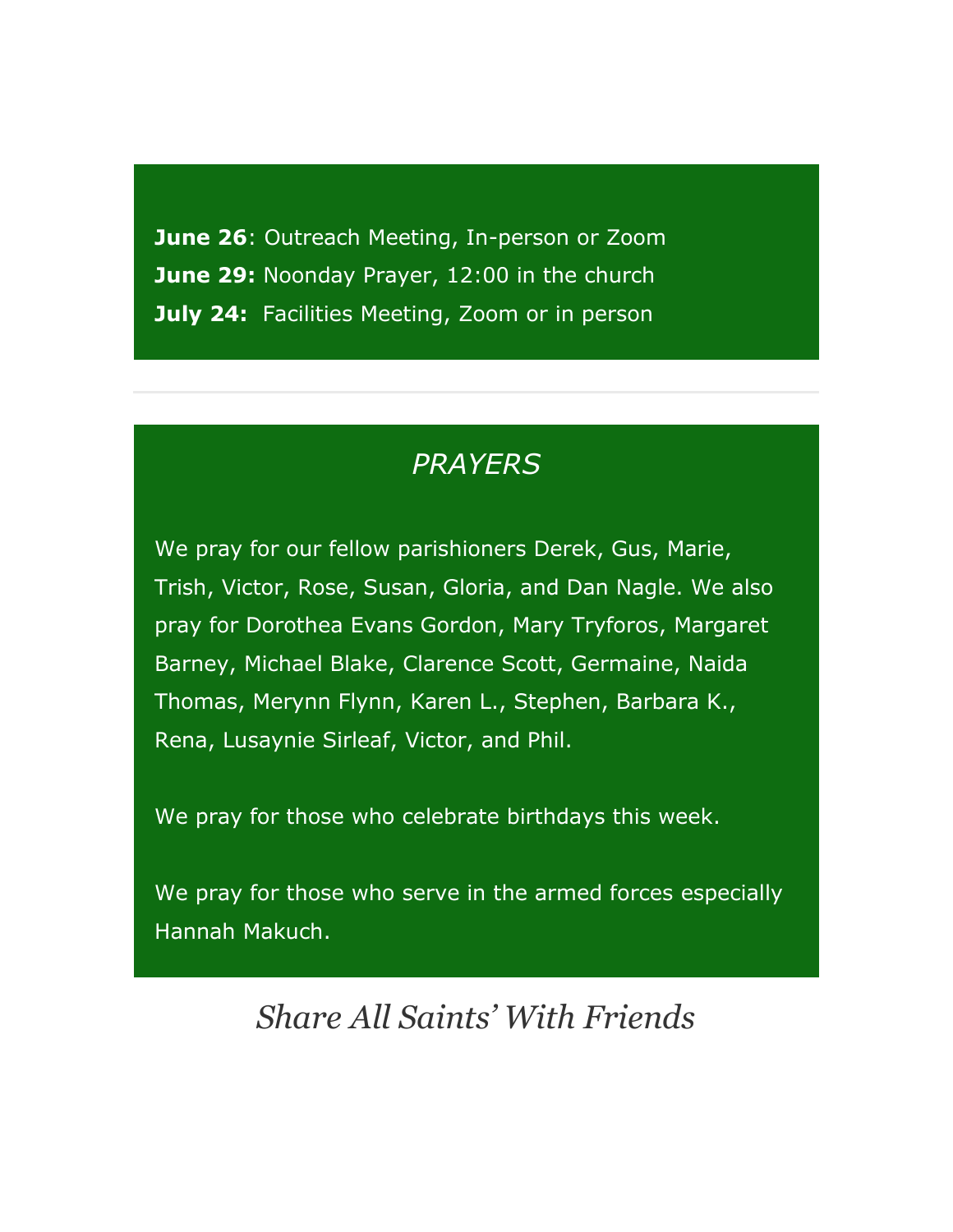**June 26**: Outreach Meeting, In-person or Zoom
**June 29:** Noonday Prayer, 12:00 in the church
**July 24:** Facilities Meeting, Zoom or in person

---

## *PRAYERS*

We pray for our fellow parishioners Derek, Gus, Marie, Trish, Victor, Rose, Susan, Gloria, and Dan Nagle. We also pray for Dorothea Evans Gordon, Mary Tryforos, Margaret Barney, Michael Blake, Clarence Scott, Germaine, Naida Thomas, Merynn Flynn, Karen L., Stephen, Barbara K., Rena, Lusaynie Sirleaf, Victor, and Phil.

We pray for those who celebrate birthdays this week.

We pray for those who serve in the armed forces especially Hannah Makuch.

## *Share All Saints' With Friends*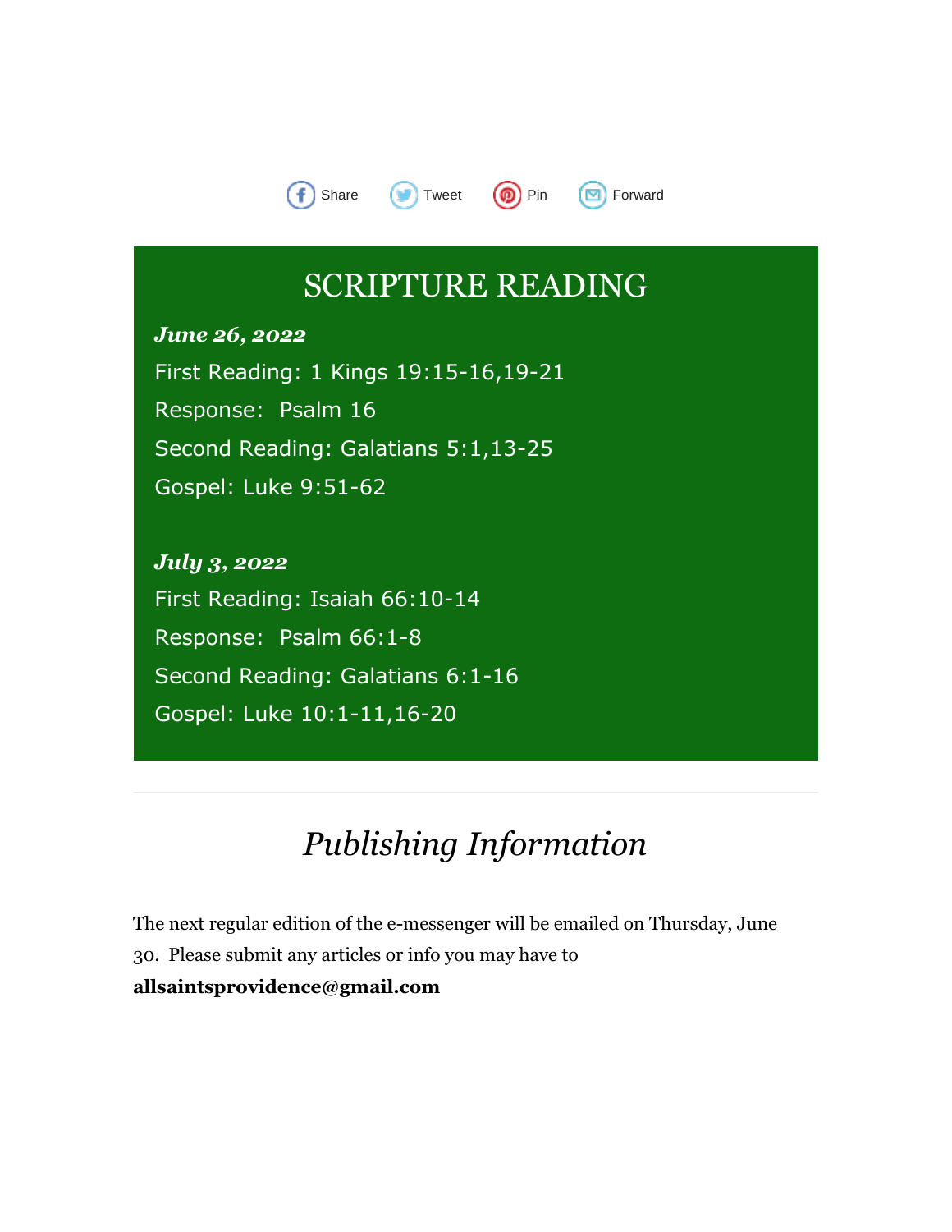Share Tweet Pin Forward

## SCRIPTURE READING

***June 26, 2022***

First Reading: 1 Kings 19:15-16,19-21

Response: Psalm 16

Second Reading: Galatians 5:1,13-25

Gospel: Luke 9:51-62

***July 3, 2022***

First Reading: Isaiah 66:10-14

Response: Psalm 66:1-8

Second Reading: Galatians 6:1-16

Gospel: Luke 10:1-11,16-20

---

## *Publishing Information*

The next regular edition of the e-messenger will be emailed on Thursday, June 30. Please submit any articles or info you may have to **allsaintsprovidence@gmail.com**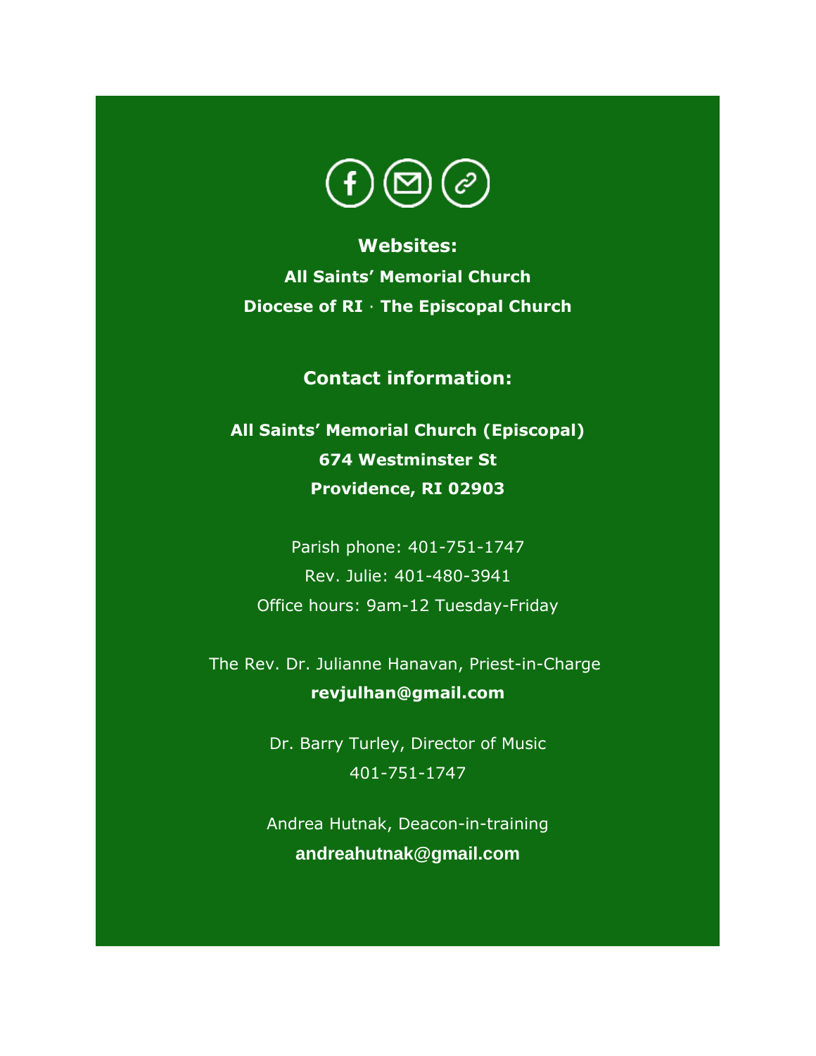**Websites:**

**All Saints' Memorial Church**

**Diocese of RI** · **The Episcopal Church**

**Contact information:**

**All Saints' Memorial Church (Episcopal)**
**674 Westminster St**
**Providence, RI 02903**

Parish phone: 401-751-1747
Rev. Julie: 401-480-3941
Office hours: 9am-12 Tuesday-Friday

The Rev. Dr. Julianne Hanavan, Priest-in-Charge
**revjulhan@gmail.com**

Dr. Barry Turley, Director of Music
401-751-1747

Andrea Hutnak, Deacon-in-training
**andreahutnak@gmail.com**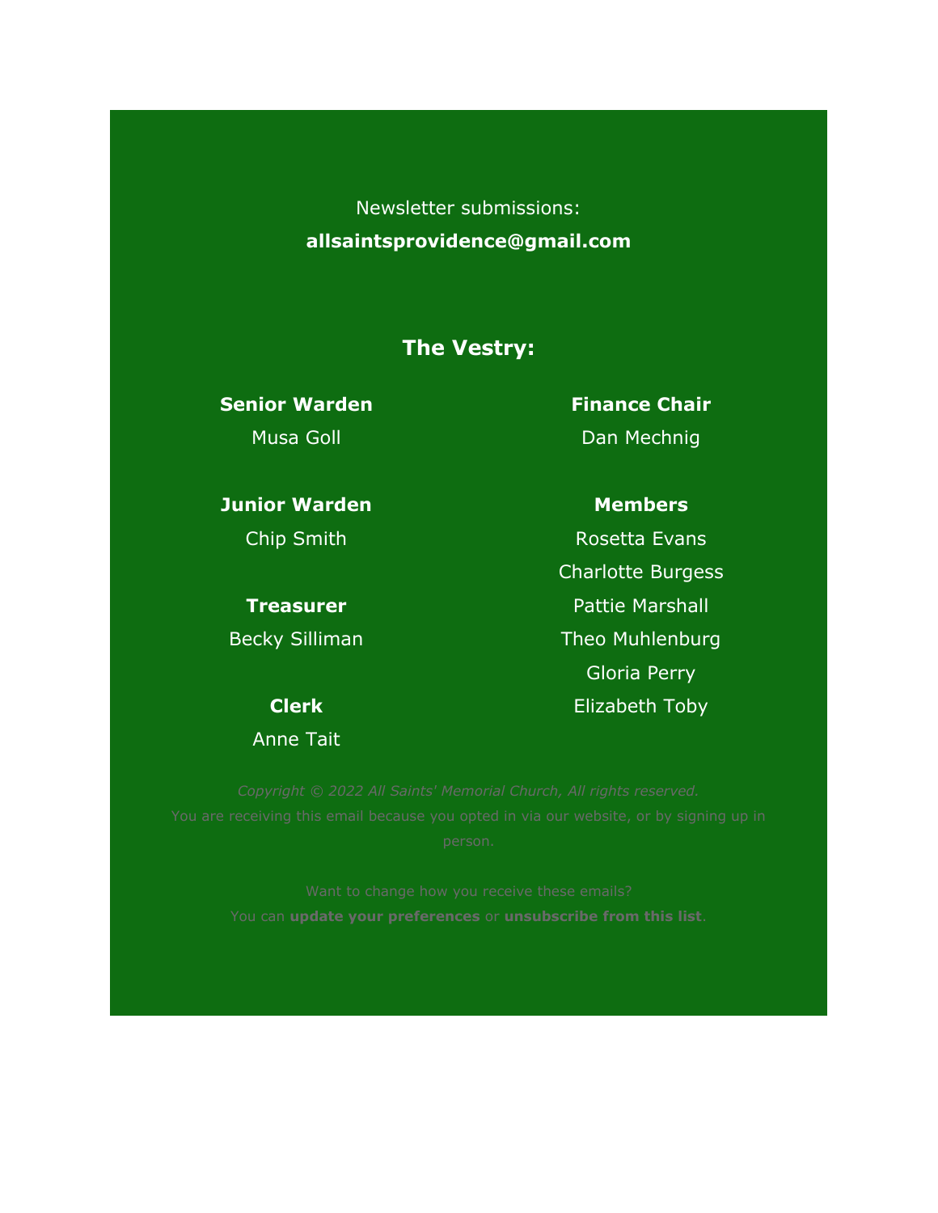Newsletter submissions:

**allsaintsprovidence@gmail.com**

## The Vestry:

**Senior Warden**
Musa Goll

**Junior Warden**
Chip Smith

**Treasurer**
Becky Silliman

**Clerk**
Anne Tait

**Finance Chair**
Dan Mechnig

**Members**
Rosetta Evans
Charlotte Burgess
Pattie Marshall
Theo Muhlenburg
Gloria Perry
Elizabeth Toby

*Copyright © 2022 All Saints' Memorial Church, All rights reserved.*
You are receiving this email because you opted in via our website, or by signing up in person.

Want to change how you receive these emails?
You can **update your preferences** or **unsubscribe from this list**.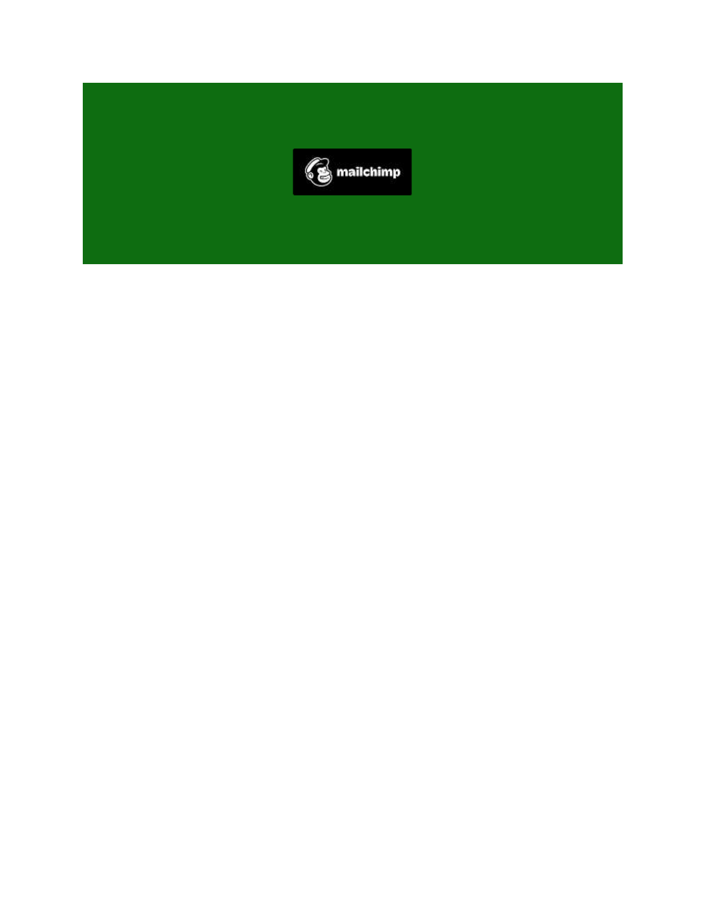mailchimp